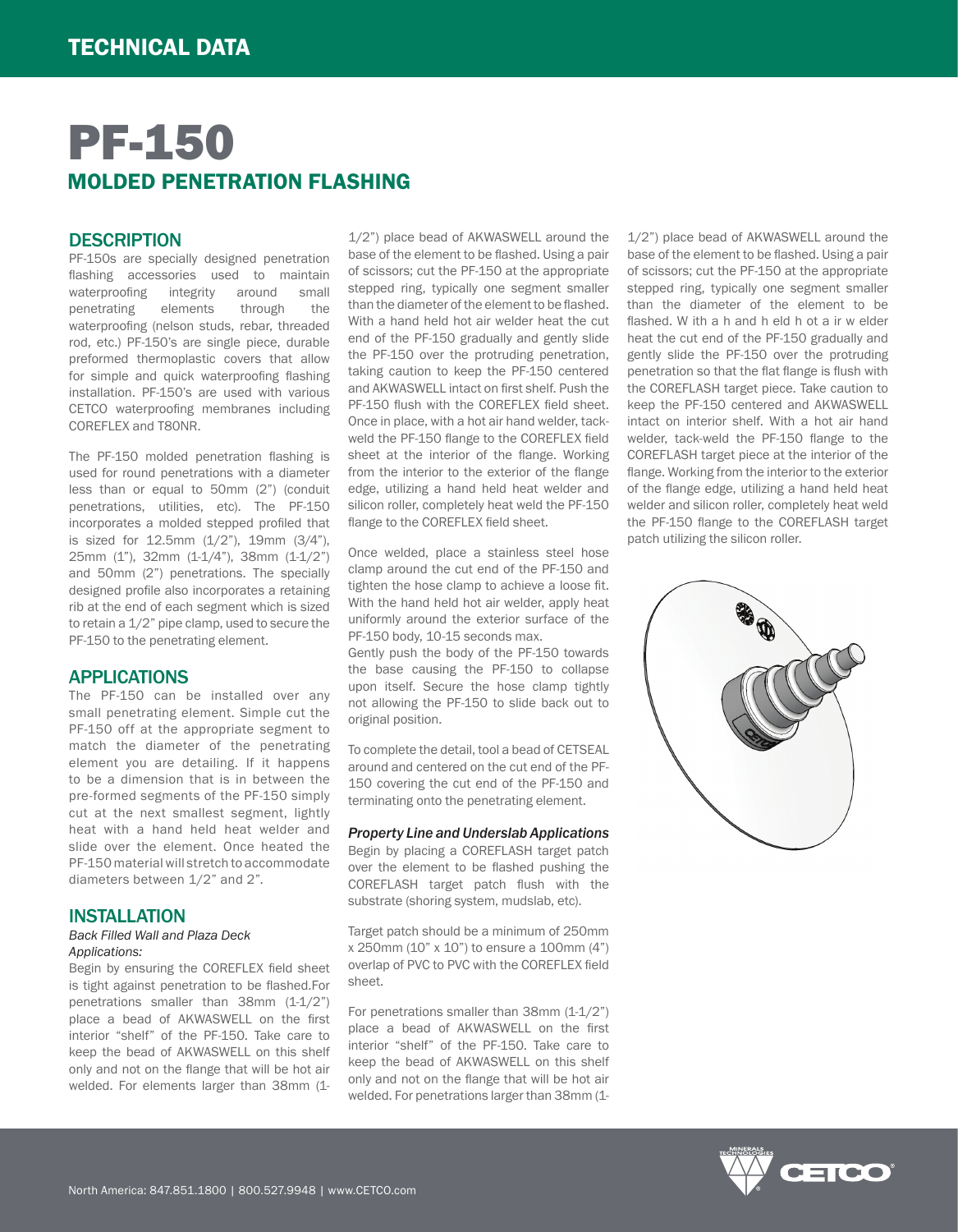# PF-150

## MOLDED PENETRATION FLASHING

### DESCRIPTION

PF-150s are specially designed penetration flashing accessories used to maintain waterproofing integrity around small penetrating elements through the waterproofing (nelson studs, rebar, threaded rod, etc.) PF-150's are single piece, durable preformed thermoplastic covers that allow for simple and quick waterproofing flashing installation. PF-150's are used with various CETCO waterproofing membranes including COREFLEX and T80NR.

The PF-150 molded penetration flashing is used for round penetrations with a diameter less than or equal to 50mm (2") (conduit penetrations, utilities, etc). The PF-150 incorporates a molded stepped profiled that is sized for 12.5mm (1/2"), 19mm (3/4"), 25mm (1"), 32mm (1-1/4"), 38mm (1-1/2") and 50mm (2") penetrations. The specially designed profile also incorporates a retaining rib at the end of each segment which is sized to retain a 1/2" pipe clamp, used to secure the PF-150 to the penetrating element.

### APPLICATIONS

The PF-150 can be installed over any small penetrating element. Simple cut the PF-150 off at the appropriate segment to match the diameter of the penetrating element you are detailing. If it happens to be a dimension that is in between the pre-formed segments of the PF-150 simply cut at the next smallest segment, lightly heat with a hand held heat welder and slide over the element. Once heated the PF-150 material will stretch to accommodate diameters between 1/2" and 2".

### INSTALLATION

*Back Filled Wall and Plaza Deck Applications:*

Begin by ensuring the COREFLEX field sheet is tight against penetration to be flashed.For penetrations smaller than 38mm (1-1/2") place a bead of AKWASWELL on the first interior "shelf" of the PF-150. Take care to keep the bead of AKWASWELL on this shelf only and not on the flange that will be hot air welded. For elements larger than 38mm (1-1/2") place bead of AKWASWELL around the base of the element to be flashed. Using a pair of scissors; cut the PF-150 at the appropriate stepped ring, typically one segment smaller than the diameter of the element to be flashed. With a hand held hot air welder heat the cut end of the PF-150 gradually and gently slide the PF-150 over the protruding penetration, taking caution to keep the PF-150 centered and AKWASWELL intact on first shelf. Push the PF-150 flush with the COREFLEX field sheet. Once in place, with a hot air hand welder, tack-weld the PF-150 flange to the COREFLEX field sheet at the interior of the flange. Working from the interior to the exterior of the flange edge, utilizing a hand held heat welder and silicon roller, completely heat weld the PF-150 flange to the COREFLEX field sheet.

Once welded, place a stainless steel hose clamp around the cut end of the PF-150 and tighten the hose clamp to achieve a loose fit. With the hand held hot air welder, apply heat uniformly around the exterior surface of the PF-150 body, 10-15 seconds max.

Gently push the body of the PF-150 towards the base causing the PF-150 to collapse upon itself. Secure the hose clamp tightly not allowing the PF-150 to slide back out to original position.

To complete the detail, tool a bead of CETSEAL around and centered on the cut end of the PF-150 covering the cut end of the PF-150 and terminating onto the penetrating element.

***Property Line and Underslab Applications***

Begin by placing a COREFLASH target patch over the element to be flashed pushing the COREFLASH target patch flush with the substrate (shoring system, mudslab, etc).

Target patch should be a minimum of 250mm x 250mm (10" x 10") to ensure a 100mm (4") overlap of PVC to PVC with the COREFLEX field sheet.

For penetrations smaller than 38mm (1-1/2") place a bead of AKWASWELL on the first interior "shelf" of the PF-150. Take care to keep the bead of AKWASWELL on this shelf only and not on the flange that will be hot air welded. For penetrations larger than 38mm (1-1/2") place bead of AKWASWELL around the base of the element to be flashed. Using a pair of scissors; cut the PF-150 at the appropriate stepped ring, typically one segment smaller than the diameter of the element to be flashed. W ith a h and h eld h ot a ir w elder heat the cut end of the PF-150 gradually and gently slide the PF-150 over the protruding penetration so that the flat flange is flush with the COREFLASH target piece. Take caution to keep the PF-150 centered and AKWASWELL intact on interior shelf. With a hot air hand welder, tack-weld the PF-150 flange to the COREFLASH target piece at the interior of the flange. Working from the interior to the exterior of the flange edge, utilizing a hand held heat welder and silicon roller, completely heat weld the PF-150 flange to the COREFLASH target patch utilizing the silicon roller.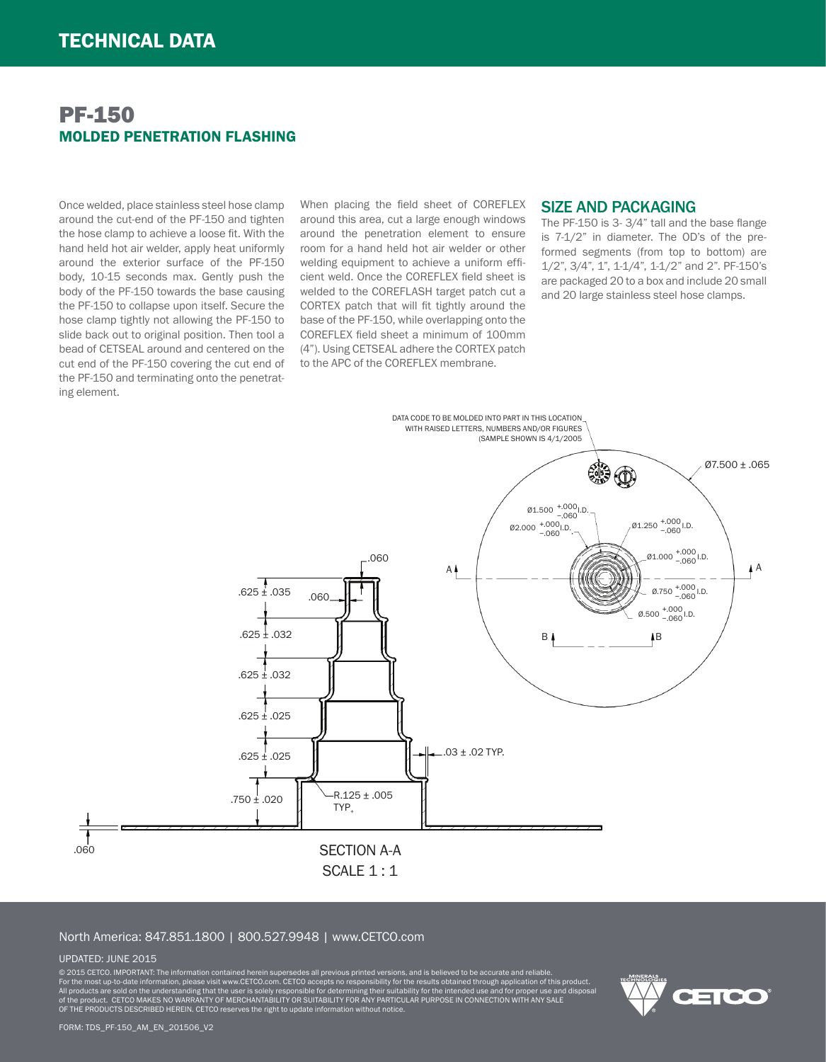# TECHNICAL DATA

## PF-150

### MOLDED PENETRATION FLASHING

Once welded, place stainless steel hose clamp around the cut-end of the PF-150 and tighten the hose clamp to achieve a loose fit. With the hand held hot air welder, apply heat uniformly around the exterior surface of the PF-150 body, 10-15 seconds max. Gently push the body of the PF-150 towards the base causing the PF-150 to collapse upon itself. Secure the hose clamp tightly not allowing the PF-150 to slide back out to original position. Then tool a bead of CETSEAL around and centered on the cut end of the PF-150 covering the cut end of the PF-150 and terminating onto the penetrating element.

When placing the field sheet of COREFLEX around this area, cut a large enough windows around the penetration element to ensure room for a hand held hot air welder or other welding equipment to achieve a uniform efficient weld. Once the COREFLEX field sheet is welded to the COREFLASH target patch cut a CORTEX patch that will fit tightly around the base of the PF-150, while overlapping onto the COREFLEX field sheet a minimum of 100mm (4"). Using CETSEAL adhere the CORTEX patch to the APC of the COREFLEX membrane.

### SIZE AND PACKAGING

The PF-150 is 3- 3/4" tall and the base flange is 7-1/2" in diameter. The OD's of the preformed segments (from top to bottom) are 1/2", 3/4", 1", 1-1/4", 1-1/2" and 2". PF-150's are packaged 20 to a box and include 20 small and 20 large stainless steel hose clamps.

DATA CODE TO BE MOLDED INTO PART IN THIS LOCATION WITH RAISED LETTERS, NUMBERS AND/OR FIGURES (SAMPLE SHOWN IS 4/1/2005

Ø7.500 ± .065

Ø1.500 +.000/−.060 I.D.

Ø2.000 +.000/−.060 I.D.

Ø1.250 +.000/−.060 I.D.

Ø1.000 +.000/−.060 I.D.

Ø.750 +.000/−.060 I.D.

Ø.500 +.000/−.060 I.D.

A A

B B

.060

.625 ± .035

.060

.625 ± .032

.625 ± .032

.625 ± .025

.625 ± .025

.03 ± .02 TYP.

.750 ± .020

R.125 ± .005 TYP.

.060

SECTION A-A

SCALE 1 : 1

North America: 847.851.1800 | 800.527.9948 | www.CETCO.com

UPDATED: JUNE 2015

© 2015 CETCO. IMPORTANT: The information contained herein supersedes all previous printed versions, and is believed to be accurate and reliable. For the most up-to-date information, please visit www.CETCO.com. CETCO accepts no responsibility for the results obtained through application of this product. All products are sold on the understanding that the user is solely responsible for determining their suitability for the intended use and for proper use and disposal of the product. CETCO MAKES NO WARRANTY OF MERCHANTABILITY OR SUITABILITY FOR ANY PARTICULAR PURPOSE IN CONNECTION WITH ANY SALE OF THE PRODUCTS DESCRIBED HEREIN. CETCO reserves the right to update information without notice.

FORM: TDS_PF-150_AM_EN_201506_V2